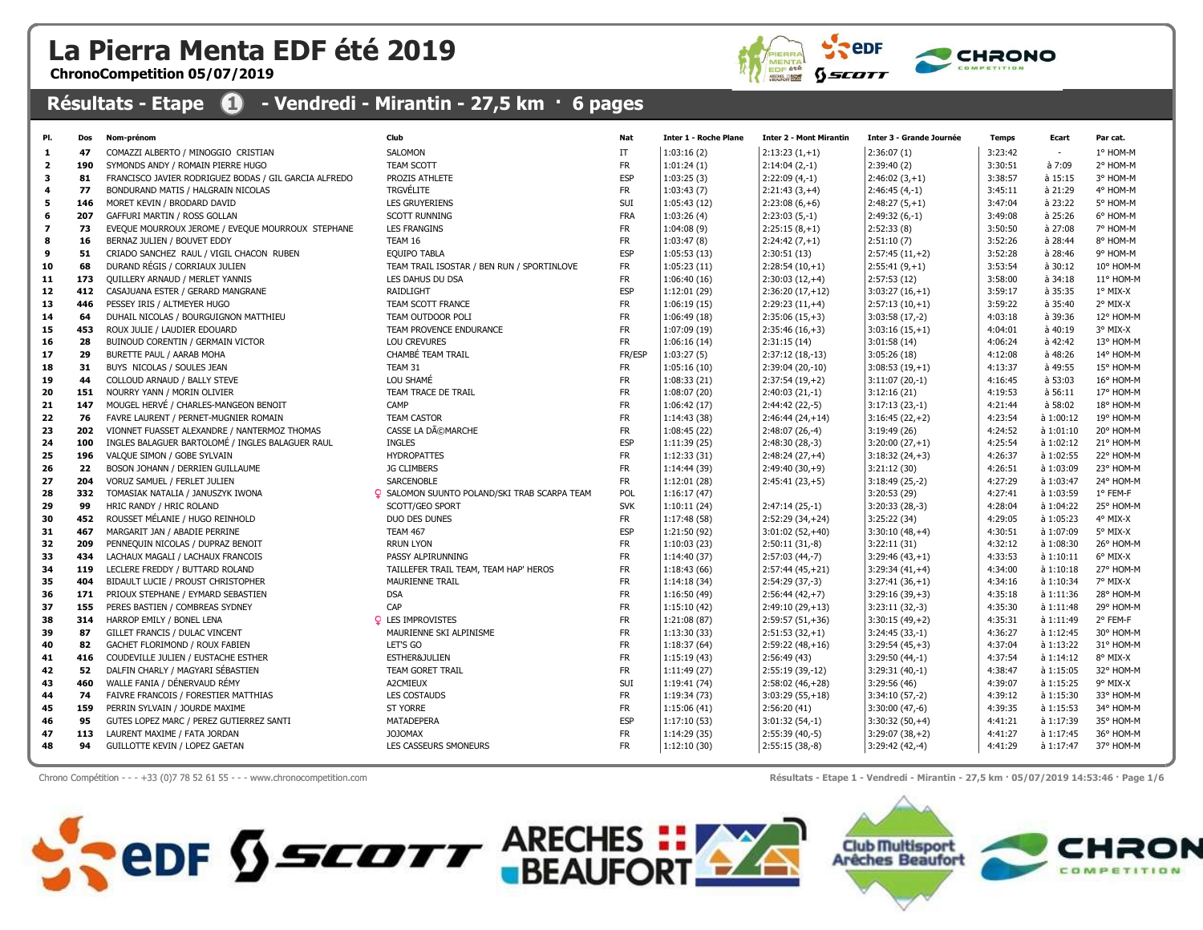# La Pierra Menta EDF été 2019

**ChronoCompetition 05/07/2019**

## Résultats - Etape 1 - Vendredi - Mirantin - 27,5 km · 6 pages

| Pl. | Dos | Nom-prénom | Club | Nat | Inter 1 - Roche Plane | Inter 2 - Mont Mirantin | Inter 3 - Grande Journée | Temps | Ecart | Par cat. |
|---|---|---|---|---|---|---|---|---|---|---|
| 1 | 47 | COMAZZI ALBERTO / MINOGGIO CRISTIAN | SALOMON | IT | 1:03:16 (2) | 2:13:23 (1,+1) | 2:36:07 (1) | 3:23:42 | - | 1° HOM-M |
| 2 | 190 | SYMONDS ANDY / ROMAIN PIERRE HUGO | TEAM SCOTT | FR | 1:01:24 (1) | 2:14:04 (2,-1) | 2:39:40 (2) | 3:30:51 | à 7:09 | 2° HOM-M |
| 3 | 81 | FRANCISCO JAVIER RODRIGUEZ BODAS / GIL GARCIA ALFREDO | PROZIS ATHLETE | ESP | 1:03:25 (3) | 2:22:09 (4,-1) | 2:46:02 (3,+1) | 3:38:57 | à 15:15 | 3° HOM-M |
| 4 | 77 | BONDURAND MATIS / HALGRAIN NICOLAS | TRGVÉLITE | FR | 1:03:43 (7) | 2:21:43 (3,+4) | 2:46:45 (4,-1) | 3:45:11 | à 21:29 | 4° HOM-M |
| 5 | 146 | MORET KEVIN / BRODARD DAVID | LES GRUYERIENS | SUI | 1:05:43 (12) | 2:23:08 (6,+6) | 2:48:27 (5,+1) | 3:47:04 | à 23:22 | 5° HOM-M |
| 6 | 207 | GAFFURI MARTIN / ROSS GOLLAN | SCOTT RUNNING | FRA | 1:03:26 (4) | 2:23:03 (5,-1) | 2:49:32 (6,-1) | 3:49:08 | à 25:26 | 6° HOM-M |
| 7 | 73 | EVEQUE MOURROUX JEROME / EVEQUE MOURROUX STEPHANE | LES FRANGINS | FR | 1:04:08 (9) | 2:25:15 (8,+1) | 2:52:33 (8) | 3:50:50 | à 27:08 | 7° HOM-M |
| 8 | 16 | BERNAZ JULIEN / BOUVET EDDY | TEAM 16 | FR | 1:03:47 (8) | 2:24:42 (7,+1) | 2:51:10 (7) | 3:52:26 | à 28:44 | 8° HOM-M |
| 9 | 51 | CRIADO SANCHEZ RAUL / VIGIL CHACON RUBEN | EQUIPO TABLA | ESP | 1:05:53 (13) | 2:30:51 (13) | 2:57:45 (11,+2) | 3:52:28 | à 28:46 | 9° HOM-M |
| 10 | 68 | DURAND RÉGIS / CORRIAUX JULIEN | TEAM TRAIL ISOSTAR / BEN RUN / SPORTINLOVE | FR | 1:05:23 (11) | 2:28:54 (10,+1) | 2:55:41 (9,+1) | 3:53:54 | à 30:12 | 10° HOM-M |
| 11 | 173 | QUILLERY ARNAUD / MERLET YANNIS | LES DAHUS DU DSA | FR | 1:06:40 (16) | 2:30:03 (12,+4) | 2:57:53 (12) | 3:58:00 | à 34:18 | 11° HOM-M |
| 12 | 412 | CASAJUANA ESTER / GERARD MANGRANE | RAIDLIGHT | ESP | 1:12:01 (29) | 2:36:20 (17,+12) | 3:03:27 (16,+1) | 3:59:17 | à 35:35 | 1° MIX-X |
| 13 | 446 | PESSEY IRIS / ALTMEYER HUGO | TEAM SCOTT FRANCE | FR | 1:06:19 (15) | 2:29:23 (11,+4) | 2:57:13 (10,+1) | 3:59:22 | à 35:40 | 2° MIX-X |
| 14 | 64 | DUHAIL NICOLAS / BOURGUIGNON MATTHIEU | TEAM OUTDOOR POLI | FR | 1:06:49 (18) | 2:35:06 (15,+3) | 3:03:58 (17,-2) | 4:03:18 | à 39:36 | 12° HOM-M |
| 15 | 453 | ROUX JULIE / LAUDIER EDOUARD | TEAM PROVENCE ENDURANCE | FR | 1:07:09 (19) | 2:35:46 (16,+3) | 3:03:16 (15,+1) | 4:04:01 | à 40:19 | 3° MIX-X |
| 16 | 28 | BUINOUD CORENTIN / GERMAIN VICTOR | LOU CREVURES | FR | 1:06:16 (14) | 2:31:15 (14) | 3:01:58 (14) | 4:06:24 | à 42:42 | 13° HOM-M |
| 17 | 29 | BURETTE PAUL / AARAB MOHA | CHAMBÉ TEAM TRAIL | FR/ESP | 1:03:27 (5) | 2:37:12 (18,-13) | 3:05:26 (18) | 4:12:08 | à 48:26 | 14° HOM-M |
| 18 | 31 | BUYS NICOLAS / SOULES JEAN | TEAM 31 | FR | 1:05:16 (10) | 2:39:04 (20,-10) | 3:08:53 (19,+1) | 4:13:37 | à 49:55 | 15° HOM-M |
| 19 | 44 | COLLOUD ARNAUD / BALLY STEVE | LOU SHAMÉ | FR | 1:08:33 (21) | 2:37:54 (19,+2) | 3:11:07 (20,-1) | 4:16:45 | à 53:03 | 16° HOM-M |
| 20 | 151 | NOURRY YANN / MORIN OLIVIER | TEAM TRACE DE TRAIL | FR | 1:08:07 (20) | 2:40:03 (21,-1) | 3:12:16 (21) | 4:19:53 | à 56:11 | 17° HOM-M |
| 21 | 147 | MOUGEL HERVÉ / CHARLES-MANGEON BENOIT | CAMP | FR | 1:06:42 (17) | 2:44:42 (22,-5) | 3:17:13 (23,-1) | 4:21:44 | à 58:02 | 18° HOM-M |
| 22 | 76 | FAVRE LAURENT / PERNET-MUGNIER ROMAIN | TEAM CASTOR | FR | 1:14:43 (38) | 2:46:44 (24,+14) | 3:16:45 (22,+2) | 4:23:54 | à 1:00:12 | 19° HOM-M |
| 23 | 202 | VIONNET FUASSET ALEXANDRE / NANTERMOZ THOMAS | CASSE LA DÃ©MARCHE | FR | 1:08:45 (22) | 2:48:07 (26,-4) | 3:19:49 (26) | 4:24:52 | à 1:01:10 | 20° HOM-M |
| 24 | 100 | INGLES BALAGUER BARTOLOMÉ / INGLES BALAGUER RAUL | INGLES | ESP | 1:11:39 (25) | 2:48:30 (28,-3) | 3:20:00 (27,+1) | 4:25:54 | à 1:02:12 | 21° HOM-M |
| 25 | 196 | VALQUE SIMON / GOBE SYLVAIN | HYDROPATTES | FR | 1:12:33 (31) | 2:48:24 (27,+4) | 3:18:32 (24,+3) | 4:26:37 | à 1:02:55 | 22° HOM-M |
| 26 | 22 | BOSON JOHANN / DERRIEN GUILLAUME | JG CLIMBERS | FR | 1:14:44 (39) | 2:49:40 (30,+9) | 3:21:12 (30) | 4:26:51 | à 1:03:09 | 23° HOM-M |
| 27 | 204 | VORUZ SAMUEL / FERLET JULIEN | SARCENOBLE | FR | 1:12:01 (28) | 2:45:41 (23,+5) | 3:18:49 (25,-2) | 4:27:29 | à 1:03:47 | 24° HOM-M |
| 28 | 332 | TOMASIAK NATALIA / JANUSZYK IWONA | ♀ SALOMON SUUNTO POLAND/SKI TRAB SCARPA TEAM | POL | 1:16:17 (47) | | 3:20:53 (29) | 4:27:41 | à 1:03:59 | 1° FEM-F |
| 29 | 99 | HRIC RANDY / HRIC ROLAND | SCOTT/GEO SPORT | SVK | 1:10:11 (24) | 2:47:14 (25,-1) | 3:20:33 (28,-3) | 4:28:04 | à 1:04:22 | 25° HOM-M |
| 30 | 452 | ROUSSET MÉLANIE / HUGO REINHOLD | DUO DES DUNES | FR | 1:17:48 (58) | 2:52:29 (34,+24) | 3:25:22 (34) | 4:29:05 | à 1:05:23 | 4° MIX-X |
| 31 | 467 | MARGARIT JAN / ABADIE PERRINE | TEAM 467 | ESP | 1:21:50 (92) | 3:01:02 (52,+40) | 3:30:10 (48,+4) | 4:30:51 | à 1:07:09 | 5° MIX-X |
| 32 | 209 | PENNEQUIN NICOLAS / DUPRAZ BENOIT | RRUN LYON | FR | 1:10:03 (23) | 2:50:11 (31,-8) | 3:22:11 (31) | 4:32:12 | à 1:08:30 | 26° HOM-M |
| 33 | 434 | LACHAUX MAGALI / LACHAUX FRANCOIS | PASSY ALPIRUNNING | FR | 1:14:40 (37) | 2:57:03 (44,-7) | 3:29:46 (43,+1) | 4:33:53 | à 1:10:11 | 6° MIX-X |
| 34 | 119 | LECLERE FREDDY / BUTTARD ROLAND | TAILLEFER TRAIL TEAM, TEAM HAP' HEROS | FR | 1:18:43 (66) | 2:57:44 (45,+21) | 3:29:34 (41,+4) | 4:34:00 | à 1:10:18 | 27° HOM-M |
| 35 | 404 | BIDAULT LUCIE / PROUST CHRISTOPHER | MAURIENNE TRAIL | FR | 1:14:18 (34) | 2:54:29 (37,-3) | 3:27:41 (36,+1) | 4:34:16 | à 1:10:34 | 7° MIX-X |
| 36 | 171 | PRIOUX STEPHANE / EYMARD SEBASTIEN | DSA | FR | 1:16:50 (49) | 2:56:44 (42,+7) | 3:29:16 (39,+3) | 4:35:18 | à 1:11:36 | 28° HOM-M |
| 37 | 155 | PERES BASTIEN / COMBREAS SYDNEY | CAP | FR | 1:15:10 (42) | 2:49:10 (29,+13) | 3:23:11 (32,-3) | 4:35:30 | à 1:11:48 | 29° HOM-M |
| 38 | 314 | HARROP EMILY / BONEL LENA | ♀ LES IMPROVISTES | FR | 1:21:08 (87) | 2:59:57 (51,+36) | 3:30:15 (49,+2) | 4:35:31 | à 1:11:49 | 2° FEM-F |
| 39 | 87 | GILLET FRANCIS / DULAC VINCENT | MAURIENNE SKI ALPINISME | FR | 1:13:30 (33) | 2:51:53 (32,+1) | 3:24:45 (33,-1) | 4:36:27 | à 1:12:45 | 30° HOM-M |
| 40 | 82 | GACHET FLORIMOND / ROUX FABIEN | LET'S GO | FR | 1:18:37 (64) | 2:59:22 (48,+16) | 3:29:54 (45,+3) | 4:37:04 | à 1:13:22 | 31° HOM-M |
| 41 | 416 | COUDEVILLE JULIEN / EUSTACHE ESTHER | ESTHER&JULIEN | FR | 1:15:19 (43) | 2:56:49 (43) | 3:29:50 (44,-1) | 4:37:54 | à 1:14:12 | 8° MIX-X |
| 42 | 52 | DALFIN CHARLY / MAGYARI SÉBASTIEN | TEAM GORET TRAIL | FR | 1:11:49 (27) | 2:55:19 (39,-12) | 3:29:31 (40,-1) | 4:38:47 | à 1:15:05 | 32° HOM-M |
| 43 | 460 | WALLE FANIA / DÉNERVAUD RÉMY | A2CMIEUX | SUI | 1:19:41 (74) | 2:58:02 (46,+28) | 3:29:56 (46) | 4:39:07 | à 1:15:25 | 9° MIX-X |
| 44 | 74 | FAIVRE FRANCOIS / FORESTIER MATTHIAS | LES COSTAUDS | FR | 1:19:34 (73) | 3:03:29 (55,+18) | 3:34:10 (57,-2) | 4:39:12 | à 1:15:30 | 33° HOM-M |
| 45 | 159 | PERRIN SYLVAIN / JOURDE MAXIME | ST YORRE | FR | 1:15:06 (41) | 2:56:20 (41) | 3:30:00 (47,-6) | 4:39:35 | à 1:15:53 | 34° HOM-M |
| 46 | 95 | GUTES LOPEZ MARC / PEREZ GUTIERREZ SANTI | MATADEPERA | ESP | 1:17:10 (53) | 3:01:32 (54,-1) | 3:30:32 (50,+4) | 4:41:21 | à 1:17:39 | 35° HOM-M |
| 47 | 113 | LAURENT MAXIME / FATA JORDAN | JOJOMAX | FR | 1:14:29 (35) | 2:55:39 (40,-5) | 3:29:07 (38,+2) | 4:41:27 | à 1:17:45 | 36° HOM-M |
| 48 | 94 | GUILLOTTE KEVIN / LOPEZ GAETAN | LES CASSEURS SMONEURS | FR | 1:12:10 (30) | 2:55:15 (38,-8) | 3:29:42 (42,-4) | 4:41:29 | à 1:17:47 | 37° HOM-M |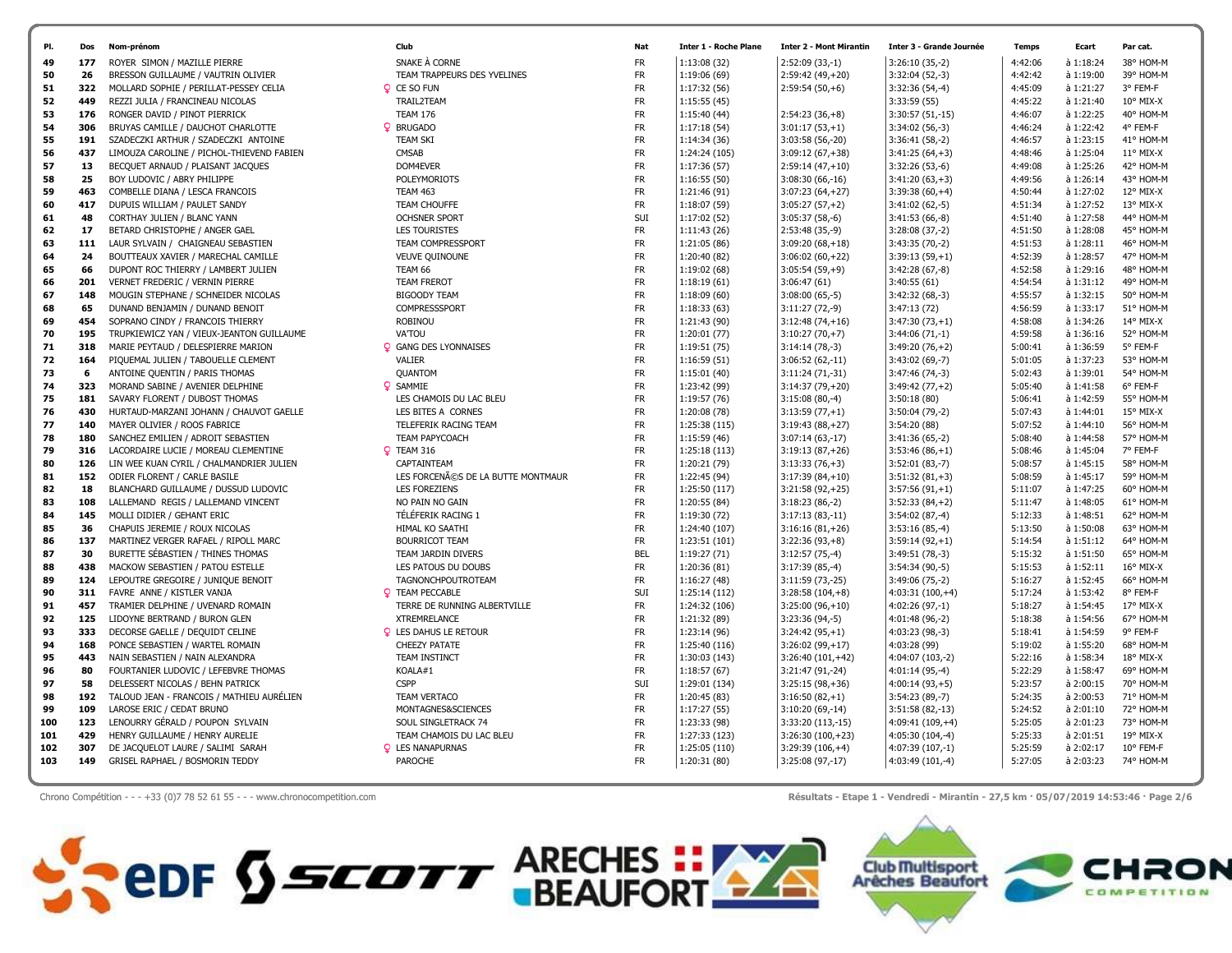| Pl. | Dos | Nom-prénom | Club | Nat | Inter 1 - Roche Plane | Inter 2 - Mont Mirantin | Inter 3 - Grande Journée | Temps | Ecart | Par cat. |
|---|---|---|---|---|---|---|---|---|---|---|
| 49 | 177 | ROYER SIMON / MAZILLE PIERRE | SNAKE À CORNE | FR | 1:13:08 (32) | 2:52:09 (33,-1) | 3:26:10 (35,-2) | 4:42:06 | à 1:18:24 | 38° HOM-M |
| 50 | 26 | BRESSON GUILLAUME / VAUTRIN OLIVIER | TEAM TRAPPEURS DES YVELINES | FR | 1:19:06 (69) | 2:59:42 (49,+20) | 3:32:04 (52,-3) | 4:42:42 | à 1:19:00 | 39° HOM-M |
| 51 | 322 | MOLLARD SOPHIE / PERILLAT-PESSEY CELIA | ♀ CE SO FUN | FR | 1:17:32 (56) | 2:59:54 (50,+6) | 3:32:36 (54,-4) | 4:45:09 | à 1:21:27 | 3° FEM-F |
| 52 | 449 | REZZI JULIA / FRANCINEAU NICOLAS | TRAIL2TEAM | FR | 1:15:55 (45) | | 3:33:59 (55) | 4:45:22 | à 1:21:40 | 10° MIX-X |
| 53 | 176 | RONGER DAVID / PINOT PIERRICK | TEAM 176 | FR | 1:15:40 (44) | 2:54:23 (36,+8) | 3:30:57 (51,-15) | 4:46:07 | à 1:22:25 | 40° HOM-M |
| 54 | 306 | BRUYAS CAMILLE / DAUCHOT CHARLOTTE | ♀ BRUGADO | FR | 1:17:18 (54) | 3:01:17 (53,+1) | 3:34:02 (56,-3) | 4:46:24 | à 1:22:42 | 4° FEM-F |
| 55 | 191 | SZADECZKI ARTHUR / SZADECZKI ANTOINE | TEAM SKI | FR | 1:14:34 (36) | 3:03:58 (56,-20) | 3:36:41 (58,-2) | 4:46:57 | à 1:23:15 | 41° HOM-M |
| 56 | 437 | LIMOUZA CAROLINE / PICHOL-THIEVEND FABIEN | CMSAB | FR | 1:24:24 (105) | 3:09:12 (67,+38) | 3:41:25 (64,+3) | 4:48:46 | à 1:25:04 | 11° MIX-X |
| 57 | 13 | BECQUET ARNAUD / PLAISANT JACQUES | DOM4EVER | FR | 1:17:36 (57) | 2:59:14 (47,+10) | 3:32:26 (53,-6) | 4:49:08 | à 1:25:26 | 42° HOM-M |
| 58 | 25 | BOY LUDOVIC / ABRY PHILIPPE | POLEYMORIOTS | FR | 1:16:55 (50) | 3:08:30 (66,-16) | 3:41:20 (63,+3) | 4:49:56 | à 1:26:14 | 43° HOM-M |
| 59 | 463 | COMBELLE DIANA / LESCA FRANCOIS | TEAM 463 | FR | 1:21:46 (91) | 3:07:23 (64,+27) | 3:39:38 (60,+4) | 4:50:44 | à 1:27:02 | 12° MIX-X |
| 60 | 417 | DUPUIS WILLIAM / PAULET SANDY | TEAM CHOUFFE | FR | 1:18:07 (59) | 3:05:27 (57,+2) | 3:41:02 (62,-5) | 4:51:34 | à 1:27:52 | 13° MIX-X |
| 61 | 48 | CORTHAY JULIEN / BLANC YANN | OCHSNER SPORT | SUI | 1:17:02 (52) | 3:05:37 (58,-6) | 3:41:53 (66,-8) | 4:51:40 | à 1:27:58 | 44° HOM-M |
| 62 | 17 | BETARD CHRISTOPHE / ANGER GAEL | LES TOURISTES | FR | 1:11:43 (26) | 2:53:48 (35,-9) | 3:28:08 (37,-2) | 4:51:50 | à 1:28:08 | 45° HOM-M |
| 63 | 111 | LAUR SYLVAIN / CHAIGNEAU SEBASTIEN | TEAM COMPRESSPORT | FR | 1:21:05 (86) | 3:09:20 (68,+18) | 3:43:35 (70,-2) | 4:51:53 | à 1:28:11 | 46° HOM-M |
| 64 | 24 | BOUTTEAUX XAVIER / MARECHAL CAMILLE | VEUVE QUINOUNE | FR | 1:20:40 (82) | 3:06:02 (60,+22) | 3:39:13 (59,+1) | 4:52:39 | à 1:28:57 | 47° HOM-M |
| 65 | 66 | DUPONT ROC THIERRY / LAMBERT JULIEN | TEAM 66 | FR | 1:19:02 (68) | 3:05:54 (59,+9) | 3:42:28 (67,-8) | 4:52:58 | à 1:29:16 | 48° HOM-M |
| 66 | 201 | VERNET FREDERIC / VERNIN PIERRE | TEAM FREROT | FR | 1:18:19 (61) | 3:06:47 (61) | 3:40:55 (61) | 4:54:54 | à 1:31:12 | 49° HOM-M |
| 67 | 148 | MOUGIN STEPHANE / SCHNEIDER NICOLAS | BIGOODY TEAM | FR | 1:18:09 (60) | 3:08:00 (65,-5) | 3:42:32 (68,-3) | 4:55:57 | à 1:32:15 | 50° HOM-M |
| 68 | 65 | DUNAND BENJAMIN / DUNAND BENOIT | COMPRESSSPORT | FR | 1:18:33 (63) | 3:11:27 (72,-9) | 3:47:13 (72) | 4:56:59 | à 1:33:17 | 51° HOM-M |
| 69 | 454 | SOPRANO CINDY / FRANCOIS THIERRY | ROBINOU | FR | 1:21:43 (90) | 3:12:48 (74,+16) | 3:47:30 (73,+1) | 4:58:08 | à 1:34:26 | 14° MIX-X |
| 70 | 195 | TRUPKIEWICZ YAN / VIEUX-JEANTON GUILLAUME | VA'TOU | FR | 1:20:01 (77) | 3:10:27 (70,+7) | 3:44:06 (71,-1) | 4:59:58 | à 1:36:16 | 52° HOM-M |
| 71 | 318 | MARIE PEYTAUD / DELESPIERRE MARION | ♀ GANG DES LYONNAISES | FR | 1:19:51 (75) | 3:14:14 (78,-3) | 3:49:20 (76,+2) | 5:00:41 | à 1:36:59 | 5° FEM-F |
| 72 | 164 | PIQUEMAL JULIEN / TABOUELLE CLEMENT | VALIER | FR | 1:16:59 (51) | 3:06:52 (62,-11) | 3:43:02 (69,-7) | 5:01:05 | à 1:37:23 | 53° HOM-M |
| 73 | 6 | ANTOINE QUENTIN / PARIS THOMAS | QUANTOM | FR | 1:15:01 (40) | 3:11:24 (71,-31) | 3:47:46 (74,-3) | 5:02:43 | à 1:39:01 | 54° HOM-M |
| 74 | 323 | MORAND SABINE / AVENIER DELPHINE | ♀ SAMMIE | FR | 1:23:42 (99) | 3:14:37 (79,+20) | 3:49:42 (77,+2) | 5:05:40 | à 1:41:58 | 6° FEM-F |
| 75 | 181 | SAVARY FLORENT / DUBOST THOMAS | LES CHAMOIS DU LAC BLEU | FR | 1:19:57 (76) | 3:15:08 (80,-4) | 3:50:18 (80) | 5:06:41 | à 1:42:59 | 55° HOM-M |
| 76 | 430 | HURTAUD-MARZANI JOHANN / CHAUVOT GAELLE | LES BITES A CORNES | FR | 1:20:08 (78) | 3:13:59 (77,+1) | 3:50:04 (79,-2) | 5:07:43 | à 1:44:01 | 15° MIX-X |
| 77 | 140 | MAYER OLIVIER / ROOS FABRICE | TELEFERIK RACING TEAM | FR | 1:25:38 (115) | 3:19:43 (88,+27) | 3:54:20 (88) | 5:07:52 | à 1:44:10 | 56° HOM-M |
| 78 | 180 | SANCHEZ EMILIEN / ADROIT SEBASTIEN | TEAM PAPYCOACH | FR | 1:15:59 (46) | 3:07:14 (63,-17) | 3:41:36 (65,-2) | 5:08:40 | à 1:44:58 | 57° HOM-M |
| 79 | 316 | LACORDAIRE LUCIE / MOREAU CLEMENTINE | ♀ TEAM 316 | FR | 1:25:18 (113) | 3:19:13 (87,+26) | 3:53:46 (86,+1) | 5:08:46 | à 1:45:04 | 7° FEM-F |
| 80 | 126 | LIN WEE KUAN CYRIL / CHALMANDRIER JULIEN | CAPTAINTEAM | FR | 1:20:21 (79) | 3:13:33 (76,+3) | 3:52:01 (83,-7) | 5:08:57 | à 1:45:15 | 58° HOM-M |
| 81 | 152 | ODIER FLORENT / CARLE BASILE | LES FORCENÃ©S DE LA BUTTE MONTMAUR | FR | 1:22:45 (94) | 3:17:39 (84,+10) | 3:51:32 (81,+3) | 5:08:59 | à 1:45:17 | 59° HOM-M |
| 82 | 18 | BLANCHARD GUILLAUME / DUSSUD LUDOVIC | LES FOREZIENS | FR | 1:25:50 (117) | 3:21:58 (92,+25) | 3:57:56 (91,+1) | 5:11:07 | à 1:47:25 | 60° HOM-M |
| 83 | 108 | LALLEMAND REGIS / LALLEMAND VINCENT | NO PAIN NO GAIN | FR | 1:20:55 (84) | 3:18:23 (86,-2) | 3:52:33 (84,+2) | 5:11:47 | à 1:48:05 | 61° HOM-M |
| 84 | 145 | MOLLI DIDIER / GEHANT ERIC | TÉLÉFERIK RACING 1 | FR | 1:19:30 (72) | 3:17:13 (83,-11) | 3:54:02 (87,-4) | 5:12:33 | à 1:48:51 | 62° HOM-M |
| 85 | 36 | CHAPUIS JEREMIE / ROUX NICOLAS | HIMAL KO SAATHI | FR | 1:24:40 (107) | 3:16:16 (81,+26) | 3:53:16 (85,-4) | 5:13:50 | à 1:50:08 | 63° HOM-M |
| 86 | 137 | MARTINEZ VERGER RAFAEL / RIPOLL MARC | BOURRICOT TEAM | FR | 1:23:51 (101) | 3:22:36 (93,+8) | 3:59:14 (92,+1) | 5:14:54 | à 1:51:12 | 64° HOM-M |
| 87 | 30 | BURETTE SÉBASTIEN / THINES THOMAS | TEAM JARDIN DIVERS | BEL | 1:19:27 (71) | 3:12:57 (75,-4) | 3:49:51 (78,-3) | 5:15:32 | à 1:51:50 | 65° HOM-M |
| 88 | 438 | MACKOW SEBASTIEN / PATOU ESTELLE | LES PATOUS DU DOUBS | FR | 1:20:36 (81) | 3:17:39 (85,-4) | 3:54:34 (90,-5) | 5:15:53 | à 1:52:11 | 16° MIX-X |
| 89 | 124 | LEPOUTRE GREGOIRE / JUNIQUE BENOIT | TAGNONCHPOUTROTEAM | FR | 1:16:27 (48) | 3:11:59 (73,-25) | 3:49:06 (75,-2) | 5:16:27 | à 1:52:45 | 66° HOM-M |
| 90 | 311 | FAVRE ANNE / KISTLER VANJA | ♀ TEAM PECCABLE | SUI | 1:25:14 (112) | 3:28:58 (104,+8) | 4:03:31 (100,+4) | 5:17:24 | à 1:53:42 | 8° FEM-F |
| 91 | 457 | TRAMIER DELPHINE / UVENARD ROMAIN | TERRE DE RUNNING ALBERTVILLE | FR | 1:24:32 (106) | 3:25:00 (96,+10) | 4:02:26 (97,-1) | 5:18:27 | à 1:54:45 | 17° MIX-X |
| 92 | 125 | LIDOYNE BERTRAND / BURON GLEN | XTREMRELANCE | FR | 1:21:32 (89) | 3:23:36 (94,-5) | 4:01:48 (96,-2) | 5:18:38 | à 1:54:56 | 67° HOM-M |
| 93 | 333 | DECORSE GAELLE / DEQUIDT CELINE | ♀ LES DAHUS LE RETOUR | FR | 1:23:14 (96) | 3:24:42 (95,+1) | 4:03:23 (98,-3) | 5:18:41 | à 1:54:59 | 9° FEM-F |
| 94 | 168 | PONCE SEBASTIEN / WARTEL ROMAIN | CHEEZY PATATE | FR | 1:25:40 (116) | 3:26:02 (99,+17) | 4:03:28 (99) | 5:19:02 | à 1:55:20 | 68° HOM-M |
| 95 | 443 | NAIN SEBASTIEN / NAIN ALEXANDRA | TEAM INSTINCT | FR | 1:30:03 (143) | 3:26:40 (101,+42) | 4:04:07 (103,-2) | 5:22:16 | à 1:58:34 | 18° MIX-X |
| 96 | 80 | FOURTANIER LUDOVIC / LEFEBVRE THOMAS | KOALA#1 | FR | 1:18:57 (67) | 3:21:47 (91,-24) | 4:01:14 (95,-4) | 5:22:29 | à 1:58:47 | 69° HOM-M |
| 97 | 58 | DELESSERT NICOLAS / BEHN PATRICK | CSPP | SUI | 1:29:01 (134) | 3:25:15 (98,+36) | 4:00:14 (93,+5) | 5:23:57 | à 2:00:15 | 70° HOM-M |
| 98 | 192 | TALOUD JEAN - FRANCOIS / MATHIEU AURÉLIEN | TEAM VERTACO | FR | 1:20:45 (83) | 3:16:50 (82,+1) | 3:54:23 (89,-7) | 5:24:35 | à 2:00:53 | 71° HOM-M |
| 99 | 109 | LAROSE ERIC / CEDAT BRUNO | MONTAGNES&SCIENCES | FR | 1:17:27 (55) | 3:10:20 (69,-14) | 3:51:58 (82,-13) | 5:24:52 | à 2:01:10 | 72° HOM-M |
| 100 | 123 | LENOURRY GÉRALD / POUPON SYLVAIN | SOUL SINGLETRACK 74 | FR | 1:23:33 (98) | 3:33:20 (113,-15) | 4:09:41 (109,+4) | 5:25:05 | à 2:01:23 | 73° HOM-M |
| 101 | 429 | HENRY GUILLAUME / HENRY AURELIE | TEAM CHAMOIS DU LAC BLEU | FR | 1:27:33 (123) | 3:26:30 (100,+23) | 4:05:30 (104,-4) | 5:25:33 | à 2:01:51 | 19° MIX-X |
| 102 | 307 | DE JACQUELOT LAURE / SALIMI SARAH | ♀ LES NANAPURNAS | FR | 1:25:05 (110) | 3:29:39 (106,+4) | 4:07:39 (107,-1) | 5:25:59 | à 2:02:17 | 10° FEM-F |
| 103 | 149 | GRISEL RAPHAEL / BOSMORIN TEDDY | PAROCHE | FR | 1:20:31 (80) | 3:25:08 (97,-17) | 4:03:49 (101,-4) | 5:27:05 | à 2:03:23 | 74° HOM-M |

Chrono Compétition - - - +33 (0)7 78 52 61 55 - - - www.chronocompetition.com

Résultats - Etape 1 - Vendredi - Mirantin - 27,5 km · 05/07/2019 14:53:46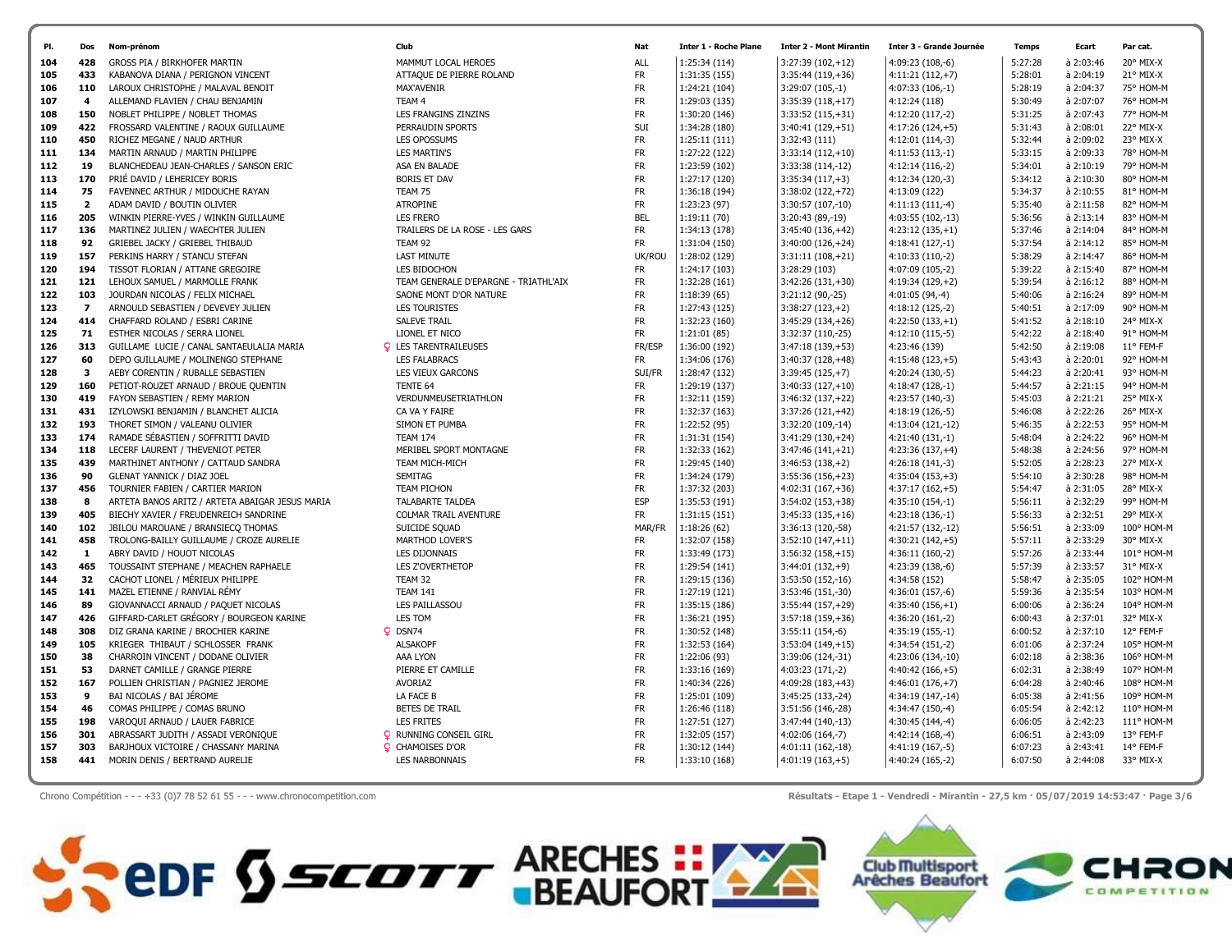| Pl. | Dos | Nom-prénom | Club | Nat | Inter 1 - Roche Plane | Inter 2 - Mont Mirantin | Inter 3 - Grande Journée | Temps | Ecart | Par cat. |
|---|---|---|---|---|---|---|---|---|---|---|
| 104 | 428 | GROSS PIA / BIRKHOFER MARTIN | MAMMUT LOCAL HEROES | ALL | 1:25:34 (114) | 3:27:39 (102,+12) | 4:09:23 (108,-6) | 5:27:28 | à 2:03:46 | 20° MIX-X |
| 105 | 433 | KABANOVA DIANA / PERIGNON VINCENT | ATTAQUE DE PIERRE ROLAND | FR | 1:31:35 (155) | 3:35:44 (119,+36) | 4:11:21 (112,+7) | 5:28:01 | à 2:04:19 | 21° MIX-X |
| 106 | 110 | LAROUX CHRISTOPHE / MALAVAL BENOIT | MAX'AVENIR | FR | 1:24:21 (104) | 3:29:07 (105,-1) | 4:07:33 (106,-1) | 5:28:19 | à 2:04:37 | 75° HOM-M |
| 107 | 4 | ALLEMAND FLAVIEN / CHAU BENJAMIN | TEAM 4 | FR | 1:29:03 (135) | 3:35:39 (118,+17) | 4:12:24 (118) | 5:30:49 | à 2:07:07 | 76° HOM-M |
| 108 | 150 | NOBLET PHILIPPE / NOBLET THOMAS | LES FRANGINS ZINZINS | FR | 1:30:20 (146) | 3:33:52 (115,+31) | 4:12:20 (117,-2) | 5:31:25 | à 2:07:43 | 77° HOM-M |
| 109 | 422 | FROSSARD VALENTINE / RAOUX GUILLAUME | PERRAUDIN SPORTS | SUI | 1:34:28 (180) | 3:40:41 (129,+51) | 4:17:26 (124,+5) | 5:31:43 | à 2:08:01 | 22° MIX-X |
| 110 | 450 | RICHEZ MEGANE / NAUD ARTHUR | LES OPOSSUMS | FR | 1:25:11 (111) | 3:32:43 (111) | 4:12:01 (114,-3) | 5:32:44 | à 2:09:02 | 23° MIX-X |
| 111 | 134 | MARTIN ARNAUD / MARTIN PHILIPPE | LES MARTIN'S | FR | 1:27:22 (122) | 3:33:14 (112,+10) | 4:11:53 (113,-1) | 5:33:15 | à 2:09:33 | 78° HOM-M |
| 112 | 19 | BLANCHEDEAU JEAN-CHARLES / SANSON ERIC | ASA EN BALADE | FR | 1:23:59 (102) | 3:33:38 (114,-12) | 4:12:14 (116,-2) | 5:34:01 | à 2:10:19 | 79° HOM-M |
| 113 | 170 | PRIÉ DAVID / LEHERICEY BORIS | BORIS ET DAV | FR | 1:27:17 (120) | 3:35:34 (117,+3) | 4:12:34 (120,-3) | 5:34:12 | à 2:10:30 | 80° HOM-M |
| 114 | 75 | FAVENNEC ARTHUR / MIDOUCHE RAYAN | TEAM 75 | FR | 1:36:18 (194) | 3:38:02 (122,+72) | 4:13:09 (122) | 5:34:37 | à 2:10:55 | 81° HOM-M |
| 115 | 2 | ADAM DAVID / BOUTIN OLIVIER | ATROPINE | FR | 1:23:23 (97) | 3:30:57 (107,-10) | 4:11:13 (111,-4) | 5:35:40 | à 2:11:58 | 82° HOM-M |
| 116 | 205 | WINKIN PIERRE-YVES / WINKIN GUILLAUME | LES FRERO | BEL | 1:19:11 (70) | 3:20:43 (89,-19) | 4:03:55 (102,-13) | 5:36:56 | à 2:13:14 | 83° HOM-M |
| 117 | 136 | MARTINEZ JULIEN / WAECHTER JULIEN | TRAILERS DE LA ROSE - LES GARS | FR | 1:34:13 (178) | 3:45:40 (136,+42) | 4:23:12 (135,+1) | 5:37:46 | à 2:14:04 | 84° HOM-M |
| 118 | 92 | GRIEBEL JACKY / GRIEBEL THIBAUD | TEAM 92 | FR | 1:31:04 (150) | 3:40:00 (126,+24) | 4:18:41 (127,-1) | 5:37:54 | à 2:14:12 | 85° HOM-M |
| 119 | 157 | PERKINS HARRY / STANCU STEFAN | LAST MINUTE | UK/ROU | 1:28:02 (129) | 3:31:11 (108,+21) | 4:10:33 (110,-2) | 5:38:29 | à 2:14:47 | 86° HOM-M |
| 120 | 194 | TISSOT FLORIAN / ATTANE GREGOIRE | LES BIDOCHON | FR | 1:24:17 (103) | 3:28:29 (103) | 4:07:09 (105,-2) | 5:39:22 | à 2:15:40 | 87° HOM-M |
| 121 | 121 | LEHOUX SAMUEL / MARMOLLE FRANK | TEAM GENERALE D'EPARGNE - TRIATHL'AIX | FR | 1:32:28 (161) | 3:42:26 (131,+30) | 4:19:34 (129,+2) | 5:39:54 | à 2:16:12 | 88° HOM-M |
| 122 | 103 | JOURDAN NICOLAS / FELIX MICHAEL | SAONE MONT D'OR NATURE | FR | 1:18:39 (65) | 3:21:12 (90,-25) | 4:01:05 (94,-4) | 5:40:06 | à 2:16:24 | 89° HOM-M |
| 123 | 7 | ARNOULD SEBASTIEN / DEVEVEY JULIEN | LES TOURISTES | FR | 1:27:43 (125) | 3:38:27 (123,+2) | 4:18:12 (125,-2) | 5:40:51 | à 2:17:09 | 90° HOM-M |
| 124 | 414 | CHAFFARD ROLAND / ESBRI CARINE | SALEVE TRAIL | FR | 1:32:23 (160) | 3:45:29 (134,+26) | 4:22:50 (133,+1) | 5:41:52 | à 2:18:10 | 24° MIX-X |
| 125 | 71 | ESTHER NICOLAS / SERRA LIONEL | LIONEL ET NICO | FR | 1:21:01 (85) | 3:32:37 (110,-25) | 4:12:10 (115,-5) | 5:42:22 | à 2:18:40 | 91° HOM-M |
| 126 | 313 | GUILLAUME LUCIE / CANAL SANTAEULALIA MARIA | ♀ LES TARENTRAILEUSES | FR/ESP | 1:36:00 (192) | 3:47:18 (139,+53) | 4:23:46 (139) | 5:42:50 | à 2:19:08 | 11° FEM-F |
| 127 | 60 | DEPO GUILLAUME / MOLINENGO STEPHANE | LES FALABRACS | FR | 1:34:06 (176) | 3:40:37 (128,+48) | 4:15:48 (123,+5) | 5:43:43 | à 2:20:01 | 92° HOM-M |
| 128 | 3 | AEBY CORENTIN / RUBALLE SEBASTIEN | LES VIEUX GARCONS | SUI/FR | 1:28:47 (132) | 3:39:45 (125,+7) | 4:20:24 (130,-5) | 5:44:23 | à 2:20:41 | 93° HOM-M |
| 129 | 160 | PETIOT-ROUZET ARNAUD / BROUE QUENTIN | TENTE 64 | FR | 1:29:19 (137) | 3:40:33 (127,+10) | 4:18:47 (128,-1) | 5:44:57 | à 2:21:15 | 94° HOM-M |
| 130 | 419 | FAYON SEBASTIEN / REMY MARION | VERDUNMEUSETRIATHLON | FR | 1:32:11 (159) | 3:46:32 (137,+22) | 4:23:57 (140,-3) | 5:45:03 | à 2:21:21 | 25° MIX-X |
| 131 | 431 | IZYLOWSKI BENJAMIN / BLANCHET ALICIA | CA VA Y FAIRE | FR | 1:32:37 (163) | 3:37:26 (121,+42) | 4:18:19 (126,-5) | 5:46:08 | à 2:22:26 | 26° MIX-X |
| 132 | 193 | THORET SIMON / VALEANU OLIVIER | SIMON ET PUMBA | FR | 1:22:52 (95) | 3:32:20 (109,-14) | 4:13:04 (121,-12) | 5:46:35 | à 2:22:53 | 95° HOM-M |
| 133 | 174 | RAMADE SÉBASTIEN / SOFFRITTI DAVID | TEAM 174 | FR | 1:31:31 (154) | 3:41:29 (130,+24) | 4:21:40 (131,-1) | 5:48:04 | à 2:24:22 | 96° HOM-M |
| 134 | 118 | LECERF LAURENT / THEVENIOT PETER | MERIBEL SPORT MONTAGNE | FR | 1:32:33 (162) | 3:47:46 (141,+21) | 4:23:36 (137,+4) | 5:48:38 | à 2:24:56 | 97° HOM-M |
| 135 | 439 | MARTHINET ANTHONY / CATTAUD SANDRA | TEAM MICH-MICH | FR | 1:29:45 (140) | 3:46:53 (138,+2) | 4:26:18 (141,-3) | 5:52:05 | à 2:28:23 | 27° MIX-X |
| 136 | 90 | GLENAT YANNICK / DIAZ JOEL | SEMITAG | FR | 1:34:24 (179) | 3:55:36 (156,+23) | 4:35:04 (153,+3) | 5:54:10 | à 2:30:28 | 98° HOM-M |
| 137 | 456 | TOURNIER FABIEN / CARTIER MARION | TEAM PICHON | FR | 1:37:32 (203) | 4:02:31 (167,+36) | 4:37:17 (162,+5) | 5:54:47 | à 2:31:05 | 28° MIX-X |
| 138 | 8 | ARTETA BANOS ARITZ / ARTETA ABAIGAR JESUS MARIA | TALABARTE TALDEA | ESP | 1:35:53 (191) | 3:54:02 (153,+38) | 4:35:10 (154,-1) | 5:56:11 | à 2:32:29 | 99° HOM-M |
| 139 | 405 | BIECHY XAVIER / FREUDENREICH SANDRINE | COLMAR TRAIL AVENTURE | FR | 1:31:15 (151) | 3:45:33 (135,+16) | 4:23:18 (136,-1) | 5:56:33 | à 2:32:51 | 29° MIX-X |
| 140 | 102 | JBILOU MAROUANE / BRANSIECQ THOMAS | SUICIDE SQUAD | MAR/FR | 1:18:26 (62) | 3:36:13 (120,-58) | 4:21:57 (132,-12) | 5:56:51 | à 2:33:09 | 100° HOM-M |
| 141 | 458 | TROLONG-BAILLY GUILLAUME / CROZE AURELIE | MARTHOD LOVER'S | FR | 1:32:07 (158) | 3:52:10 (147,+11) | 4:30:21 (142,+5) | 5:57:11 | à 2:33:29 | 30° MIX-X |
| 142 | 1 | ABRY DAVID / HOUOT NICOLAS | LES DIJONNAIS | FR | 1:33:49 (173) | 3:56:32 (158,+15) | 4:36:11 (160,-2) | 5:57:26 | à 2:33:44 | 101° HOM-M |
| 143 | 465 | TOUSSAINT STEPHANE / MEACHEN RAPHAELE | LES Z'OVERTHETOP | FR | 1:29:54 (141) | 3:44:01 (132,+9) | 4:23:39 (138,-6) | 5:57:39 | à 2:33:57 | 31° MIX-X |
| 144 | 32 | CACHOT LIONEL / MÉRIEUX PHILIPPE | TEAM 32 | FR | 1:29:15 (136) | 3:53:50 (152,-16) | 4:34:58 (152) | 5:58:47 | à 2:35:05 | 102° HOM-M |
| 145 | 141 | MAZEL ETIENNE / RANVIAL RÉMY | TEAM 141 | FR | 1:27:19 (121) | 3:53:46 (151,-30) | 4:36:01 (157,-6) | 5:59:36 | à 2:35:54 | 103° HOM-M |
| 146 | 89 | GIOVANNACCI ARNAUD / PAQUET NICOLAS | LES PAILLASSOU | FR | 1:35:15 (186) | 3:55:44 (157,+29) | 4:35:40 (156,+1) | 6:00:06 | à 2:36:24 | 104° HOM-M |
| 147 | 426 | GIFFARD-CARLET GRÉGORY / BOURGEON KARINE | LES TOM | FR | 1:36:21 (195) | 3:57:18 (159,+36) | 4:36:20 (161,-2) | 6:00:43 | à 2:37:01 | 32° MIX-X |
| 148 | 308 | DIZ GRANA KARINE / BROCHIER KARINE | ♀ DSN74 | FR | 1:30:52 (148) | 3:55:11 (154,-6) | 4:35:19 (155,-1) | 6:00:52 | à 2:37:10 | 12° FEM-F |
| 149 | 105 | KRIEGER THIBAUT / SCHLOSSER FRANK | ALSAKOPF | FR | 1:32:53 (164) | 3:53:04 (149,+15) | 4:34:54 (151,-2) | 6:01:06 | à 2:37:24 | 105° HOM-M |
| 150 | 38 | CHARROIN VINCENT / DODANE OLIVIER | AAA LYON | FR | 1:22:06 (93) | 3:39:06 (124,-31) | 4:23:06 (134,-10) | 6:02:18 | à 2:38:36 | 106° HOM-M |
| 151 | 53 | DARNET CAMILLE / GRANGE PIERRE | PIERRE ET CAMILLE | FR | 1:33:16 (169) | 4:03:23 (171,-2) | 4:40:42 (166,+5) | 6:02:31 | à 2:38:49 | 107° HOM-M |
| 152 | 167 | POLLIEN CHRISTIAN / PAGNIEZ JEROME | AVORIAZ | FR | 1:40:34 (226) | 4:09:28 (183,+43) | 4:46:01 (176,+7) | 6:04:28 | à 2:40:46 | 108° HOM-M |
| 153 | 9 | BAI NICOLAS / BAI JÉROME | LA FACE B | FR | 1:25:01 (109) | 3:45:25 (133,-24) | 4:34:19 (147,-14) | 6:05:38 | à 2:41:56 | 109° HOM-M |
| 154 | 46 | COMAS PHILIPPE / COMAS BRUNO | BETES DE TRAIL | FR | 1:26:46 (118) | 3:51:56 (146,-28) | 4:34:47 (150,-4) | 6:05:54 | à 2:42:12 | 110° HOM-M |
| 155 | 198 | VAROQUI ARNAUD / LAUER FABRICE | LES FRITES | FR | 1:27:51 (127) | 3:47:44 (140,-13) | 4:30:45 (144,-4) | 6:06:05 | à 2:42:23 | 111° HOM-M |
| 156 | 301 | ABRASSART JUDITH / ASSADI VERONIQUE | ♀ RUNNING CONSEIL GIRL | FR | 1:32:05 (157) | 4:02:06 (164,-7) | 4:42:14 (168,-4) | 6:06:51 | à 2:43:09 | 13° FEM-F |
| 157 | 303 | BARJHOUX VICTOIRE / CHASSANY MARINA | ♀ CHAMOISES D'OR | FR | 1:30:12 (144) | 4:01:11 (162,-18) | 4:41:19 (167,-5) | 6:07:23 | à 2:43:41 | 14° FEM-F |
| 158 | 441 | MORIN DENIS / BERTRAND AURELIE | LES NARBONNAIS | FR | 1:33:10 (168) | 4:01:19 (163,+5) | 4:40:24 (165,-2) | 6:07:50 | à 2:44:08 | 33° MIX-X |

Chrono Compétition - - - +33 (0)7 78 52 61 55 - - - www.chronocompetition.com

Résultats - Etape 1 - Vendredi - Mirantin - 27,5 km · 05/07/2019 14:53:47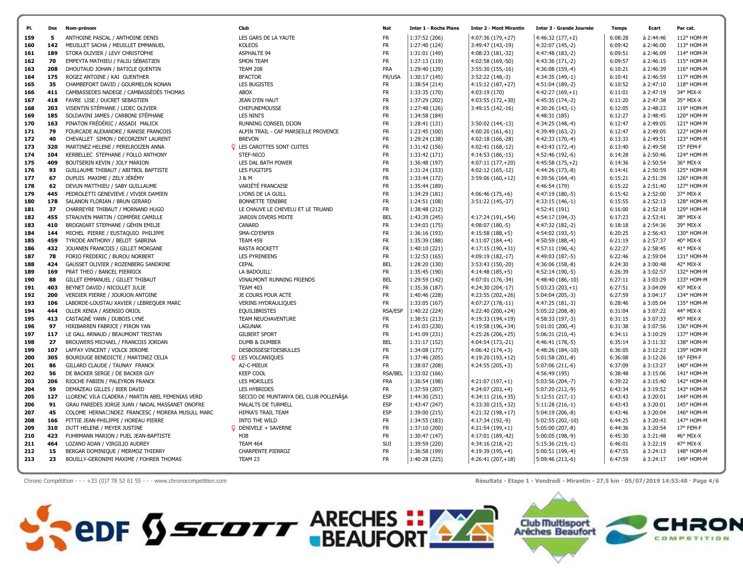| Pl. | Dos | Nom-prénom | Club | Nat | Inter 1 - Roche Plane | Inter 2 - Mont Mirantin | Inter 3 - Grande Journée | Temps | Ecart | Par cat. |
|---|---|---|---|---|---|---|---|---|---|---|
| 159 | 5 | ANTHOINE PASCAL / ANTHOINE DENIS | LES GARS DE LA YAUTE | FR | 1:37:52 (206) | 4:07:36 (179,+27) | 4:46:32 (177,+2) | 6:08:28 | à 2:44:46 | 112° HOM-M |
| 160 | 142 | MEUILLET SACHA / MEUILLET EMMANUEL | KOLEOS | FR | 1:27:40 (124) | 3:49:47 (143,-19) | 4:32:07 (145,-2) | 6:09:42 | à 2:46:00 | 113° HOM-M |
| 161 | 189 | STORA OLIVIER / LEVY CHRISTOPHE | ASPHALTE 94 | FR | 1:31:01 (149) | 4:08:23 (181,-32) | 4:47:48 (183,-2) | 6:09:51 | à 2:46:09 | 114° HOM-M |
| 162 | 70 | EMPEYTA MATHIEU / FALIU SÉBASTIEN | SMON TEAM | FR | 1:27:13 (119) | 4:02:58 (169,-50) | 4:43:36 (171,-2) | 6:09:57 | à 2:46:15 | 115° HOM-M |
| 163 | 208 | DHOUTAUD JOHAN / BATICLE QUENTIN | TEAM 208 | FRA | 1:29:40 (139) | 3:55:30 (155,-16) | 4:36:08 (159,-4) | 6:10:21 | à 2:46:39 | 116° HOM-M |
| 164 | 175 | ROGEZ ANTOINE / KAI GUENTHER | BFACTOR | FR/USA | 1:30:17 (145) | 3:52:22 (148,-3) | 4:34:35 (149,-1) | 6:10:41 | à 2:46:59 | 117° HOM-M |
| 165 | 35 | CHAMBEFORT DAVID / GOURMELON RONAN | LES BUGISTES | FR | 1:38:54 (214) | 4:15:12 (187,+27) | 4:51:04 (189,-2) | 6:10:52 | à 2:47:10 | 118° HOM-M |
| 166 | 411 | CAMBASSEDES NADEGE / CAMBASSÉDÉS THOMAS | ABOX | FR | 1:33:35 (170) | 4:03:19 (170) | 4:42:27 (169,+1) | 6:11:01 | à 2:47:19 | 34° MIX-X |
| 167 | 418 | FAVRE LISE / DUCRET SEBASTIEN | JEAN D'EN HAUT | FR | 1:37:29 (202) | 4:03:55 (172,+30) | 4:45:35 (174,-2) | 6:11:20 | à 2:47:38 | 35° MIX-X |
| 168 | 203 | VISENTIN STÉPHANE / LIDEC OLIVIER | CHEFUNEMOUSSE | FR | 1:27:48 (126) | 3:49:15 (142,-16) | 4:30:26 (143,-1) | 6:12:05 | à 2:48:23 | 119° HOM-M |
| 169 | 185 | SOLDAVINI JAMES / CARBONI STÉPHANE | LES NINI'S | FR | 1:34:58 (184) | | 4:48:31 (185) | 6:12:27 | à 2:48:45 | 120° HOM-M |
| 170 | 163 | PINATON FRÉDÉRIC / ASSADI MALICK | RUNNING CONSEIL DIJON | FR | 1:28:41 (131) | 3:50:02 (144,-13) | 4:34:25 (148,-4) | 6:12:47 | à 2:49:05 | 121° HOM-M |
| 171 | 79 | FOURCADE ALEXANDRE / RANISE FRANCOIS | ALPIN TRAIL - CAF MARSEILLE PROVENCE | FR | 1:23:45 (100) | 4:00:20 (161,-61) | 4:39:49 (163,-2) | 6:12:47 | à 2:49:05 | 122° HOM-M |
| 172 | 40 | CHEVALLET SIMON / DECORZENT LAURENT | BREVON | FR | 1:29:24 (138) | 4:02:18 (166,-28) | 4:42:33 (170,-4) | 6:13:33 | à 2:49:51 | 123° HOM-M |
| 173 | 320 | MARTINEZ HELENE / PERELROIZEN ANNA | ♀ LES CAROTTES SONT CUITES | FR | 1:31:42 (156) | 4:02:41 (168,-12) | 4:43:43 (172,-4) | 6:13:40 | à 2:49:58 | 15° FEM-F |
| 174 | 104 | KERBELLEC STEPHANE / FOLLO ANTHONY | STEF-NICO | FR | 1:33:42 (171) | 4:14:53 (186,-15) | 4:52:46 (192,-6) | 6:14:28 | à 2:50:46 | 124° HOM-M |
| 175 | 409 | BOUTSERIN KEVIN / JOLY MARION | LES DAL BATH POWER | FR | 1:36:48 (197) | 4:07:11 (177,+20) | 4:45:58 (175,+2) | 6:14:36 | à 2:50:54 | 36° MIX-X |
| 176 | 93 | GUILLAUME THIBAUT / ABITBOL BAPTISTE | LES FUGITIFS | FR | 1:31:24 (153) | 4:02:12 (165,-12) | 4:44:26 (173,-8) | 6:14:41 | à 2:50:59 | 125° HOM-M |
| 177 | 67 | DUPUIS MAXIME / ZELY JÉRÉMY | J & M | FR | 1:33:44 (172) | 3:59:06 (160,+12) | 4:39:56 (164,-4) | 6:15:21 | à 2:51:39 | 126° HOM-M |
| 178 | 62 | DEVUN MATTHIEU / SABY GUILLAUME | VARIÉTÉ FRANCAISE | FR | 1:35:44 (189) | | 4:46:54 (179) | 6:15:22 | à 2:51:40 | 127° HOM-M |
| 179 | 445 | PEDROLETTI GENEVIEVE / VIVIER DAMIEN | LYONS DE LA GUILL | FR | 1:34:29 (181) | 4:06:46 (175,+6) | 4:47:19 (180,-5) | 6:15:42 | à 2:52:00 | 37° MIX-X |
| 180 | 178 | SALANON FLORIAN / BRUN GERARD | BONNETTE TENIBRE | FR | 1:24:51 (108) | 3:51:22 (145,-37) | 4:33:15 (146,-1) | 6:15:55 | à 2:52:13 | 128° HOM-M |
| 181 | 37 | CHARREYRE THIBAUT / MORNAND HUGO | LE CHAUVE LE CHEVELU ET LE TRUAND | FR | 1:38:48 (212) | | 4:52:41 (191) | 6:16:00 | à 2:52:18 | 129° HOM-M |
| 182 | 455 | STRAUVEN MARTIN / COMPÈRE CAMILLE | JARDIN DIVERS MIXTE | BEL | 1:43:39 (245) | 4:17:24 (191,+54) | 4:54:17 (194,-3) | 6:17:23 | à 2:53:41 | 38° MIX-X |
| 183 | 410 | BROGNIART STEPHANE / GÉHIN EMILIE | CANARD | FR | 1:34:03 (175) | 4:08:07 (180,-5) | 4:47:32 (182,-2) | 6:18:18 | à 2:54:36 | 39° MIX-X |
| 184 | 144 | MICHEL PIERRE / EUSTAQUIO PHILIPPE | SMA-CD'ENFER | FR | 1:36:16 (193) | 4:15:58 (188,+5) | 4:54:02 (193,-5) | 6:20:25 | à 2:56:43 | 130° HOM-M |
| 185 | 459 | TYRODE ANTHONY / BELOT SABRINA | TEAM 459 | FR | 1:35:39 (188) | 4:11:07 (184,+4) | 4:50:59 (188,-4) | 6:21:19 | à 2:57:37 | 40° MIX-X |
| 186 | 432 | JOUANEN FRANCOIS / GILLET MORGANE | RASTA ROCKETT | FR | 1:40:10 (221) | 4:17:15 (190,+31) | 4:57:11 (196,-6) | 6:22:27 | à 2:58:45 | 41° MIX-X |
| 187 | 78 | FORIO FREDERIC / BUROU NORBERT | LES PYRENEENS | FR | 1:32:53 (165) | 4:09:19 (182,-17) | 4:49:03 (187,-5) | 6:22:46 | à 2:59:04 | 131° HOM-M |
| 188 | 424 | GAUSSET OLIVIER / ROZENBERG SANDRINE | CEPAL | BEL | 1:28:20 (130) | 3:53:43 (150,-20) | 4:36:06 (158,-8) | 6:24:30 | à 3:00:48 | 42° MIX-X |
| 189 | 169 | PRAT THEO / BANCEL PIERRICK | LA BADOUILL' | FR | 1:35:45 (190) | 4:14:48 (185,+5) | 4:52:14 (190,-5) | 6:26:39 | à 3:02:57 | 132° HOM-M |
| 190 | 88 | GILLET EMMANUEL / GILLET THIBAUT | VINALMONT RUNNING FRIENDS | BEL | 1:29:59 (142) | 4:07:01 (176,-34) | 4:48:40 (186,-10) | 6:27:11 | à 3:03:29 | 133° HOM-M |
| 191 | 403 | BEYNET DAVID / NICOLLET JULIE | TEAM 403 | FR | 1:35:36 (187) | 4:24:30 (204,-17) | 5:03:23 (203,+1) | 6:27:51 | à 3:04:09 | 43° MIX-X |
| 192 | 200 | VERDIER PIERRE / JOURJON ANTOINE | JE COURS POUR ACTE | FR | 1:40:46 (228) | 4:23:55 (202,+26) | 5:04:04 (205,-3) | 6:27:59 | à 3:04:17 | 134° HOM-M |
| 193 | 106 | LABORDE-LOUSTAU XAVIER / LEBREQUER MARC | VERINS HYDRAULIQUES | FR | 1:33:05 (167) | 4:07:27 (178,-11) | 4:47:25 (181,-3) | 6:28:46 | à 3:05:04 | 135° HOM-M |
| 194 | 444 | OLLER XENIA / ASENSIO ORIOL | EQUILIBRISTES | RSA/ESP | 1:40:22 (224) | 4:22:40 (200,+24) | 5:05:22 (208,-8) | 6:31:04 | à 3:07:22 | 44° MIX-X |
| 195 | 413 | CASTAGNÉ YANN / DUBOIS LYNE | TEAM NEUCHAVENTURE | FR | 1:38:51 (213) | 4:19:33 (194,+19) | 4:58:33 (197,-3) | 6:31:15 | à 3:07:33 | 45° MIX-X |
| 196 | 97 | HIRIBARREN FABRICE / PIRON YAN | LAGUNAK | FR | 1:41:03 (230) | 4:19:58 (196,+34) | 5:01:01 (200,-4) | 6:31:38 | à 3:07:56 | 136° HOM-M |
| 197 | 117 | LE GALL ARNAUD / BEAUMONT TRISTAN | GILBERT SPORT | FR | 1:41:09 (231) | 4:25:26 (206,+25) | 5:06:31 (210,-4) | 6:34:11 | à 3:10:29 | 137° HOM-M |
| 198 | 27 | BROUWERS MICHAEL / FRANCOIS JORDAN | DUMB & DUMBER | BEL | 1:31:17 (152) | 4:04:54 (173,-21) | 4:46:41 (178,-5) | 6:35:14 | à 3:11:32 | 138° HOM-M |
| 199 | 107 | LAFFAY VINCENT / VOLCK JEROME | DESBOSSESETDESBULLES | FR | 1:34:08 (177) | 4:06:42 (174,+3) | 4:48:26 (184,-10) | 6:36:05 | à 3:12:23 | 139° HOM-M |
| 200 | 305 | BOURDUGE BENEDICTE / MARTINEZ CELIA | ♀ LES VOLCANIQUES | FR | 1:37:46 (205) | 4:19:20 (193,+12) | 5:01:58 (201,-8) | 6:36:08 | à 3:12:26 | 16° FEM-F |
| 201 | 86 | GILLARD CLAUDE / TAUNAY FRANCK | A2-C-MIEUX | FR | 1:38:07 (208) | 4:24:55 (205,+3) | 5:07:06 (211,-6) | 6:37:09 | à 3:13:27 | 140° HOM-M |
| 202 | 56 | DE BACKER SERGE / DE BACKER GUY | KEEP COOL | RSA/BEL | 1:33:02 (166) | | 4:56:49 (195) | 6:38:48 | à 3:15:06 | 141° HOM-M |
| 203 | 206 | RIOCHE FABIEN / PALEYRON FRANCK | LES MORILLES | FRA | 1:36:54 (198) | 4:21:07 (197,+1) | 5:03:56 (204,-7) | 6:39:22 | à 3:15:40 | 142° HOM-M |
| 204 | 59 | DEMAZEAU GILLES / BIER DAVID | LES HYBRIDES | FR | 1:37:59 (207) | 4:24:07 (203,+4) | 5:07:20 (212,-9) | 6:43:34 | à 3:19:52 | 143° HOM-M |
| 205 | 127 | LLORENC VILA CLADERA / MARTIN ABEL FEMENIAS VERD | SECCIO DE MUNTANYA DEL CLUB POLLENÃ§A | ESP | 1:44:30 (251) | 4:34:11 (216,+35) | 5:12:51 (217,-1) | 6:43:43 | à 3:20:01 | 144° HOM-M |
| 206 | 91 | GRAU PAREDES JORGE JUAN / NADAL MASSANET ONOFRE | MALALTS DE TURMELL | ESP | 1:43:47 (247) | 4:33:30 (215,+32) | 5:11:28 (216,-1) | 6:43:43 | à 3:20:01 | 145° HOM-M |
| 207 | 45 | COLOME HERNA□NDEZ FRANCESC / MORERA MUSULL MARC | HIPRA'S TRAIL TEAM | ESP | 1:39:00 (215) | 4:21:32 (198,+17) | 5:04:19 (206,-8) | 6:43:46 | à 3:20:04 | 146° HOM-M |
| 208 | 166 | PITTIE JEAN-PHILIPPE / HOREAU PIERRE | INTO THE WILD | FR | 1:34:55 (183) | 4:17:34 (192,-9) | 5:02:55 (202,-10) | 6:44:25 | à 3:20:43 | 147° HOM-M |
| 209 | 310 | DUTT HELENE / MEYER JUSTINE | ♀ DENIVELE + SAVERNE | FR | 1:37:10 (200) | 4:21:54 (199,+1) | 5:05:00 (207,-8) | 6:44:36 | à 3:20:54 | 17° FEM-F |
| 210 | 423 | FUHRMANN MARION / PUEL JEAN-BAPTISTE | MJB | FR | 1:30:47 (147) | 4:17:01 (189,-42) | 5:00:05 (198,-9) | 6:45:30 | à 3:21:48 | 46° MIX-X |
| 211 | 464 | LOZANO ADAN / VIRGILIO AUDREY | TEAM 464 | SUI | 1:39:59 (220) | 4:34:16 (218,+2) | 5:15:36 (219,-1) | 6:46:01 | à 3:22:19 | 47° MIX-X |
| 212 | 15 | BERGAR DOMINIQUE / MERMOZ THIERRY | CHARPENTE PIERROZ | FR | 1:36:58 (199) | 4:19:39 (195,+4) | 5:00:51 (199,-4) | 6:47:55 | à 3:24:13 | 148° HOM-M |
| 213 | 23 | BOUILLY-GERONIMI MAXIME / FOHRER THOMAS | TEAM 23 | FR | 1:40:28 (225) | 4:26:41 (207,+18) | 5:09:46 (213,-6) | 6:47:59 | à 3:24:17 | 149° HOM-M |

Chrono Compétition - - - +33 (0)7 78 52 61 55 - - - www.chronocompetition.com

Résultats - Etape 1 - Vendredi - Mirantin - 27,5 km · 05/07/2019 14:53:48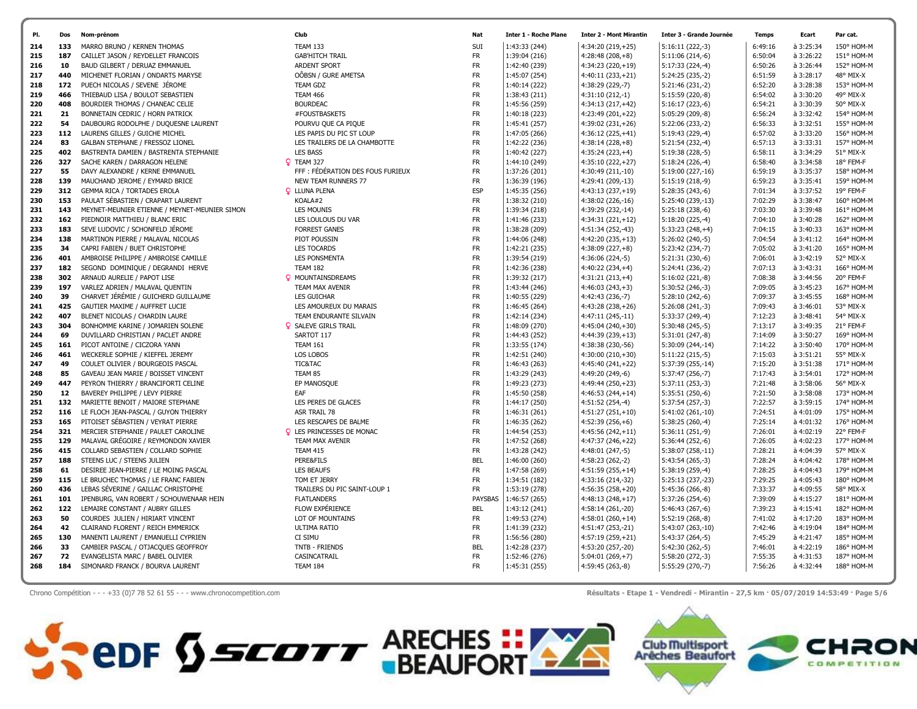| Pl. | Dos | Nom-prénom | Club | Nat | Inter 1 - Roche Plane | Inter 2 - Mont Mirantin | Inter 3 - Grande Journée | Temps | Ecart | Par cat. |
|---|---|---|---|---|---|---|---|---|---|---|
| 214 | 133 | MARRO BRUNO / KERNEN THOMAS | TEAM 133 | SUI | 1:43:33 (244) | 4:34:20 (219,+25) | 5:16:11 (222,-3) | 6:49:16 | à 3:25:34 | 150° HOM-M |
| 215 | 187 | CAILLET JASON / REYDELLET FRANCOIS | GAB'HITCH TRAIL | FR | 1:39:04 (216) | 4:28:48 (208,+8) | 5:11:06 (214,-6) | 6:50:04 | à 3:26:22 | 151° HOM-M |
| 216 | 10 | BAUD GILBERT / DERUAZ EMMANUEL | ARDENT SPORT | FR | 1:42:40 (239) | 4:34:23 (220,+19) | 5:17:33 (224,-4) | 6:50:26 | à 3:26:44 | 152° HOM-M |
| 217 | 440 | MICHENET FLORIAN / ONDARTS MARYSE | OÔBSN / GURE AMETSA | FR | 1:45:07 (254) | 4:40:11 (233,+21) | 5:24:25 (235,-2) | 6:51:59 | à 3:28:17 | 48° MIX-X |
| 218 | 172 | PUECH NICOLAS / SEVENE JÉROME | TEAM GDZ | FR | 1:40:14 (222) | 4:38:29 (229,-7) | 5:21:46 (231,-2) | 6:52:20 | à 3:28:38 | 153° HOM-M |
| 219 | 466 | THIEBAUD LISA / BOULOT SEBASTIEN | TEAM 466 | FR | 1:38:43 (211) | 4:31:10 (212,-1) | 5:15:59 (220,-8) | 6:54:02 | à 3:30:20 | 49° MIX-X |
| 220 | 408 | BOURDIER THOMAS / CHANEAC CELIE | BOURDEAC | FR | 1:45:56 (259) | 4:34:13 (217,+42) | 5:16:17 (223,-6) | 6:54:21 | à 3:30:39 | 50° MIX-X |
| 221 | 21 | BONNETAIN CEDRIC / HORN PATRICK | #FOUSTBASKETS | FR | 1:40:18 (223) | 4:23:49 (201,+22) | 5:05:29 (209,-8) | 6:56:24 | à 3:32:42 | 154° HOM-M |
| 222 | 54 | DAUBOURG RODOLPHE / DUQUESNE LAURENT | POURVU QUE CA PIQUE | FR | 1:45:41 (257) | 4:39:02 (231,+26) | 5:22:06 (233,-2) | 6:56:33 | à 3:32:51 | 155° HOM-M |
| 223 | 112 | LAURENS GILLES / GUICHE MICHEL | LES PAPIS DU PIC ST LOUP | FR | 1:47:05 (266) | 4:36:12 (225,+41) | 5:19:43 (229,-4) | 6:57:02 | à 3:33:20 | 156° HOM-M |
| 224 | 83 | GALBAN STEPHANE / FRESSOZ LIONEL | LES TRAILERS DE LA CHAMBOTTE | FR | 1:42:22 (236) | 4:38:14 (228,+8) | 5:21:54 (232,-4) | 6:57:13 | à 3:33:31 | 157° HOM-M |
| 225 | 402 | BASTRENTA DAMIEN / BASTRENTA STEPHANIE | LES BASS | FR | 1:40:42 (227) | 4:35:24 (223,+4) | 5:19:38 (228,-5) | 6:58:11 | à 3:34:29 | 51° MIX-X |
| 226 | 327 | SACHE KAREN / DARRAGON HELENE | ♀ TEAM 327 | FR | 1:44:10 (249) | 4:35:10 (222,+27) | 5:18:24 (226,-4) | 6:58:40 | à 3:34:58 | 18° FEM-F |
| 227 | 55 | DAVY ALEXANDRE / KERNE EMMANUEL | FFF : FÉDÉRATION DES FOUS FURIEUX | FR | 1:37:26 (201) | 4:30:49 (211,-10) | 5:19:00 (227,-16) | 6:59:19 | à 3:35:37 | 158° HOM-M |
| 228 | 139 | MAUCHAND JEROME / EYMARD BRICE | NEW TEAM RUNNERS 77 | FR | 1:36:39 (196) | 4:29:41 (209,-13) | 5:15:19 (218,-9) | 6:59:23 | à 3:35:41 | 159° HOM-M |
| 229 | 312 | GEMMA RICA / TORTADES EROLA | ♀ LLUNA PLENA | ESP | 1:45:35 (256) | 4:43:13 (237,+19) | 5:28:35 (243,-6) | 7:01:34 | à 3:37:52 | 19° FEM-F |
| 230 | 153 | PAULAT SÉBASTIEN / CRAPART LAURENT | KOALA#2 | FR | 1:38:32 (210) | 4:38:02 (226,-16) | 5:25:40 (239,-13) | 7:02:29 | à 3:38:47 | 160° HOM-M |
| 231 | 143 | MEYNET-MEUNIER ETIENNE / MEYNET-MEUNIER SIMON | LES MOUNIS | FR | 1:39:34 (218) | 4:39:29 (232,-14) | 5:25:18 (238,-6) | 7:03:30 | à 3:39:48 | 161° HOM-M |
| 232 | 162 | PIEDNOIR MATTHIEU / BLANC ERIC | LES LOULOUS DU VAR | FR | 1:41:46 (233) | 4:34:31 (221,+12) | 5:18:20 (225,-4) | 7:04:10 | à 3:40:28 | 162° HOM-M |
| 233 | 183 | SEVE LUDOVIC / SCHONFELD JÉROME | FORREST GANES | FR | 1:38:28 (209) | 4:51:34 (252,-43) | 5:33:23 (248,+4) | 7:04:15 | à 3:40:33 | 163° HOM-M |
| 234 | 138 | MARTINON PIERRE / MALAVAL NICOLAS | PIOT POUSSIN | FR | 1:44:06 (248) | 4:42:20 (235,+13) | 5:26:02 (240,-5) | 7:04:54 | à 3:41:12 | 164° HOM-M |
| 235 | 34 | CAPRI FABIEN / BUET CHRISTOPHE | LES TOCARDS | FR | 1:42:21 (235) | 4:38:09 (227,+8) | 5:23:42 (234,-7) | 7:05:02 | à 3:41:20 | 165° HOM-M |
| 236 | 401 | AMBROISE PHILIPPE / AMBROISE CAMILLE | LES PONSMENTA | FR | 1:39:54 (219) | 4:36:06 (224,-5) | 5:21:31 (230,-6) | 7:06:01 | à 3:42:19 | 52° MIX-X |
| 237 | 182 | SEGOND DOMINIQUE / DEGRANDI HERVE | TEAM 182 | FR | 1:42:36 (238) | 4:40:22 (234,+4) | 5:24:41 (236,-2) | 7:07:13 | à 3:43:31 | 166° HOM-M |
| 238 | 302 | ARNAUD AURELIE / PAPOT LISE | ♀ MOUNTAINSDREAMS | FR | 1:39:32 (217) | 4:31:21 (213,+4) | 5:16:02 (221,-8) | 7:08:38 | à 3:44:56 | 20° FEM-F |
| 239 | 197 | VARLEZ ADRIEN / MALAVAL QUENTIN | TEAM MAX AVENIR | FR | 1:43:44 (246) | 4:46:03 (243,+3) | 5:30:52 (246,-3) | 7:09:05 | à 3:45:23 | 167° HOM-M |
| 240 | 39 | CHARVET JÉRÉMIE / GUICHERD GUILLAUME | LES GUICHAR | FR | 1:40:55 (229) | 4:42:43 (236,-7) | 5:28:10 (242,-6) | 7:09:37 | à 3:45:55 | 168° HOM-M |
| 241 | 425 | GAUTIER MAXIME / AUFFRET LUCIE | LES AMOUREUX DU MARAIS | FR | 1:46:45 (264) | 4:43:28 (238,+26) | 5:26:08 (241,-3) | 7:09:43 | à 3:46:01 | 53° MIX-X |
| 242 | 407 | BLENET NICOLAS / CHARDIN LAURE | TEAM ENDURANTE SILVAIN | FR | 1:42:14 (234) | 4:47:11 (245,-11) | 5:33:37 (249,-4) | 7:12:23 | à 3:48:41 | 54° MIX-X |
| 243 | 304 | BONHOMME KARINE / JOMARIEN SOLENE | ♀ SALEVE GIRLS TRAIL | FR | 1:48:09 (270) | 4:45:04 (240,+30) | 5:30:48 (245,-5) | 7:13:17 | à 3:49:35 | 21° FEM-F |
| 244 | 69 | DUVILLARD CHRISTIAN / PACLET ANDRE | SARTOT 117 | FR | 1:44:43 (252) | 4:44:39 (239,+13) | 5:31:01 (247,-8) | 7:14:09 | à 3:50:27 | 169° HOM-M |
| 245 | 161 | PICOT ANTOINE / CICZORA YANN | TEAM 161 | FR | 1:33:55 (174) | 4:38:38 (230,-56) | 5:30:09 (244,-14) | 7:14:22 | à 3:50:40 | 170° HOM-M |
| 246 | 461 | WECKERLE SOPHIE / KIEFFEL JEREMY | LOS LOBOS | FR | 1:42:51 (240) | 4:30:00 (210,+30) | 5:11:22 (215,-5) | 7:15:03 | à 3:51:21 | 55° MIX-X |
| 247 | 49 | COULET OLIVIER / BOURGEOIS PASCAL | TIC&TAC | FR | 1:46:43 (263) | 4:45:40 (241,+22) | 5:37:39 (255,-14) | 7:15:20 | à 3:51:38 | 171° HOM-M |
| 248 | 85 | GAVEAU JEAN MARIE / BOISSET VINCENT | TEAM 85 | FR | 1:43:29 (243) | 4:49:20 (249,-6) | 5:37:47 (256,-7) | 7:17:43 | à 3:54:01 | 172° HOM-M |
| 249 | 447 | PEYRON THIERRY / BRANCIFORTI CELINE | EP MANOSQUE | FR | 1:49:23 (273) | 4:49:44 (250,+23) | 5:37:11 (253,-3) | 7:21:48 | à 3:58:06 | 56° MIX-X |
| 250 | 12 | BAVEREY PHILIPPE / LEVY PIERRE | EAF | FR | 1:45:50 (258) | 4:46:53 (244,+14) | 5:35:51 (250,-6) | 7:21:50 | à 3:58:08 | 173° HOM-M |
| 251 | 132 | MARIETTE BENOIT / MAIORE STEPHANE | LES PERES DE GLACES | FR | 1:44:17 (250) | 4:51:52 (254,-4) | 5:37:54 (257,-3) | 7:22:57 | à 3:59:15 | 174° HOM-M |
| 252 | 116 | LE FLOCH JEAN-PASCAL / GUYON THIERRY | ASR TRAIL 78 | FR | 1:46:31 (261) | 4:51:27 (251,+10) | 5:41:02 (261,-10) | 7:24:51 | à 4:01:09 | 175° HOM-M |
| 253 | 165 | PITOISET SÉBASTIEN / VEYRAT PIERRE | LES RESCAPES DE BALME | FR | 1:46:35 (262) | 4:52:39 (256,+6) | 5:38:25 (260,-4) | 7:25:14 | à 4:01:32 | 176° HOM-M |
| 254 | 321 | MERCIER STEPHANIE / PAULET CAROLINE | ♀ LES PRINCESSES DE MONAC | FR | 1:44:54 (253) | 4:45:56 (242,+11) | 5:36:11 (251,-9) | 7:26:01 | à 4:02:19 | 22° FEM-F |
| 255 | 129 | MALAVAL GRÉGOIRE / REYMONDON XAVIER | TEAM MAX AVENIR | FR | 1:47:52 (268) | 4:47:37 (246,+22) | 5:36:44 (252,-6) | 7:26:05 | à 4:02:23 | 177° HOM-M |
| 256 | 415 | COLLARD SEBASTIEN / COLLARD SOPHIE | TEAM 415 | FR | 1:43:28 (242) | 4:48:01 (247,-5) | 5:38:07 (258,-11) | 7:28:21 | à 4:04:39 | 57° MIX-X |
| 257 | 188 | STEENS LUC / STEENS JULIEN | PERE&FILS | BEL | 1:46:00 (260) | 4:58:23 (262,-2) | 5:43:54 (265,-3) | 7:28:24 | à 4:04:42 | 178° HOM-M |
| 258 | 61 | DESIREE JEAN-PIERRE / LE MOING PASCAL | LES BEAUFS | FR | 1:47:58 (269) | 4:51:59 (255,+14) | 5:38:19 (259,-4) | 7:28:25 | à 4:04:43 | 179° HOM-M |
| 259 | 115 | LE BRUCHEC THOMAS / LE FRANC FABIEN | TOM ET JERRY | FR | 1:34:51 (182) | 4:33:16 (214,-32) | 5:25:13 (237,-23) | 7:29:25 | à 4:05:43 | 180° HOM-M |
| 260 | 436 | LEBAS SÉVERINE / GAILLAC CHRISTOPHE | TRAILERS DU PIC SAINT-LOUP 1 | FR | 1:53:19 (278) | 4:56:35 (258,+20) | 5:45:36 (266,-8) | 7:33:37 | à 4:09:55 | 58° MIX-X |
| 261 | 101 | IPENBURG, VAN ROBERT / SCHOUWENAAR HEIN | FLATLANDERS | PAYSBAS | 1:46:57 (265) | 4:48:13 (248,+17) | 5:37:26 (254,-6) | 7:39:09 | à 4:15:27 | 181° HOM-M |
| 262 | 122 | LEMAIRE CONSTANT / AUBRY GILLES | FLOW EXPÉRIENCE | BEL | 1:43:12 (241) | 4:58:14 (261,-20) | 5:46:43 (267,-6) | 7:39:23 | à 4:15:41 | 182° HOM-M |
| 263 | 50 | COURDES JULIEN / HIRIART VINCENT | LOT OF MOUNTAINS | FR | 1:49:53 (274) | 4:58:01 (260,+14) | 5:52:19 (268,-8) | 7:41:02 | à 4:17:20 | 183° HOM-M |
| 264 | 42 | CLAIRAND FLORENT / REICH EMMERICK | ULTIMA RATIO | FR | 1:41:39 (232) | 4:51:47 (253,-21) | 5:43:07 (263,-10) | 7:42:46 | à 4:19:04 | 184° HOM-M |
| 265 | 130 | MANENTI LAURENT / EMANUELLI CYPRIEN | CI SIMU | FR | 1:56:56 (280) | 4:57:19 (259,+21) | 5:43:37 (264,-5) | 7:45:29 | à 4:21:47 | 185° HOM-M |
| 266 | 33 | CAMBIER PASCAL / OTJACQUES GEOFFROY | TNTB - FRIENDS | BEL | 1:42:28 (237) | 4:53:20 (257,-20) | 5:42:30 (262,-5) | 7:46:01 | à 4:22:19 | 186° HOM-M |
| 267 | 72 | EVANGELISTA MARC / BABEL OLIVIER | CASINCATRAIL | FR | 1:52:46 (276) | 5:04:01 (269,+7) | 5:58:20 (272,-3) | 7:55:35 | à 4:31:53 | 187° HOM-M |
| 268 | 184 | SIMONARD FRANCK / BOURVA LAURENT | TEAM 184 | FR | 1:45:31 (255) | 4:59:45 (263,-8) | 5:55:29 (270,-7) | 7:56:26 | à 4:32:44 | 188° HOM-M |

Chrono Compétition - - - +33 (0)7 78 52 61 55 - - - www.chronocompetition.com

Résultats - Etape 1 - Vendredi - Mirantin - 27,5 km · 05/07/2019 14:53:49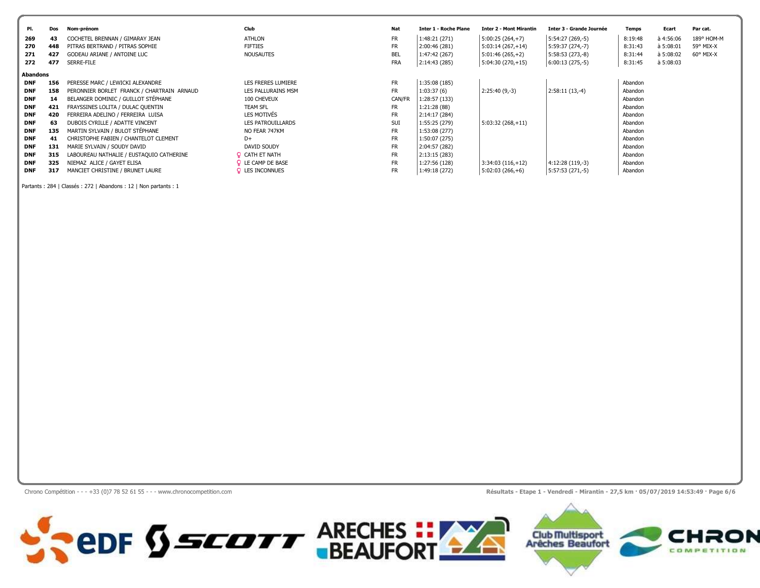| Pl. | Dos | Nom-prénom | Club | Nat | Inter 1 - Roche Plane | Inter 2 - Mont Mirantin | Inter 3 - Grande Journée | Temps | Ecart | Par cat. |
|---|---|---|---|---|---|---|---|---|---|---|
| **269** | **43** | COCHETEL BRENNAN / GIMARAY JEAN | ATHLON | FR | 1:48:21 (271) | 5:00:25 (264,+7) | 5:54:27 (269,-5) | 8:19:48 | à 4:56:06 | 189° HOM-M |
| **270** | **448** | PITRAS BERTRAND / PITRAS SOPHIE | FIFTIES | FR | 2:00:46 (281) | 5:03:14 (267,+14) | 5:59:37 (274,-7) | 8:31:43 | à 5:08:01 | 59° MIX-X |
| **271** | **427** | GODEAU ARIANE / ANTOINE LUC | NOUSAUTES | BEL | 1:47:42 (267) | 5:01:46 (265,+2) | 5:58:53 (273,-8) | 8:31:44 | à 5:08:02 | 60° MIX-X |
| **272** | **477** | SERRE-FILE | | FRA | 2:14:43 (285) | 5:04:30 (270,+15) | 6:00:13 (275,-5) | 8:31:45 | à 5:08:03 | |
| **Abandons** | | | | | | | | | | |
| **DNF** | **156** | PERESSE MARC / LEWICKI ALEXANDRE | LES FRERES LUMIERE | FR | 1:35:08 (185) | | | Abandon | | |
| **DNF** | **158** | PERONNIER BORLET FRANCK / CHARTRAIN ARNAUD | LES PALLURAINS MSM | FR | 1:03:37 (6) | 2:25:40 (9,-3) | 2:58:11 (13,-4) | Abandon | | |
| **DNF** | **14** | BELANGER DOMINIC / GUILLOT STÉPHANE | 100 CHEVEUX | CAN/FR | 1:28:57 (133) | | | Abandon | | |
| **DNF** | **421** | FRAYSSINES LOLITA / DULAC QUENTIN | TEAM SFL | FR | 1:21:28 (88) | | | Abandon | | |
| **DNF** | **420** | FERREIRA ADELINO / FERREIRA LUISA | LES MOTIVÉS | FR | 2:14:17 (284) | | | Abandon | | |
| **DNF** | **63** | DUBOIS CYRILLE / ADATTE VINCENT | LES PATROUILLARDS | SUI | 1:55:25 (279) | 5:03:32 (268,+11) | | Abandon | | |
| **DNF** | **135** | MARTIN SYLVAIN / BULOT STÉPHANE | NO FEAR 747KM | FR | 1:53:08 (277) | | | Abandon | | |
| **DNF** | **41** | CHRISTOPHE FABIEN / CHANTELOT CLEMENT | D+ | FR | 1:50:07 (275) | | | Abandon | | |
| **DNF** | **131** | MARIE SYLVAIN / SOUDY DAVID | DAVID SOUDY | FR | 2:04:57 (282) | | | Abandon | | |
| **DNF** | **315** | LABOUREAU NATHALIE / EUSTAQUIO CATHERINE | ♀ CATH ET NATH | FR | 2:13:15 (283) | | | Abandon | | |
| **DNF** | **325** | NIEMAZ ALICE / GAYET ELISA | ♀ LE CAMP DE BASE | FR | 1:27:56 (128) | 3:34:03 (116,+12) | 4:12:28 (119,-3) | Abandon | | |
| **DNF** | **317** | MANCIET CHRISTINE / BRUNET LAURE | ♀ LES INCONNUES | FR | 1:49:18 (272) | 5:02:03 (266,+6) | 5:57:53 (271,-5) | Abandon | | |

Partants : 284 | Classés : 272 | Abandons : 12 | Non partants : 1

Chrono Compétition - - - +33 (0)7 78 52 61 55 - - - www.chronocompetition.com

**Résultats - Etape 1 - Vendredi - Mirantin - 27,5 km · 05/07/2019 14:53:49**